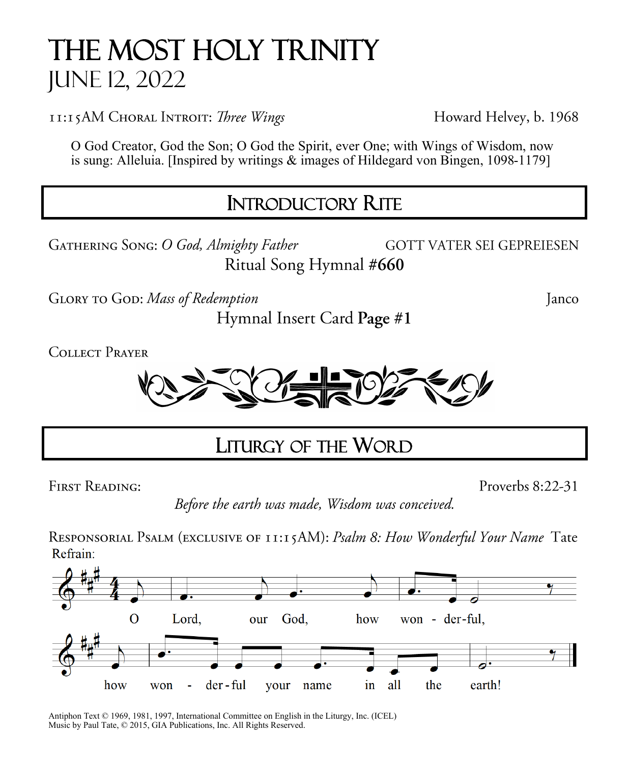# THE MOST HOLY TRINITY
## JUNE 12, 2022

11:15AM Choral Introit: *Three Wings* — Howard Helvey, b. 1968

O God Creator, God the Son; O God the Spirit, ever One; with Wings of Wisdom, now is sung: Alleluia. [Inspired by writings & images of Hildegard von Bingen, 1098-1179]

## INTRODUCTORY RITE

Gathering Song: *O God, Almighty Father* — GOTT VATER SEI GEPREIESEN

Ritual Song Hymnal #**660**

Glory to God: *Mass of Redemption* — Janco

Hymnal Insert Card **Page #1**

Collect Prayer

## LITURGY OF THE WORD

First Reading: — Proverbs 8:22-31

*Before the earth was made, Wisdom was conceived.*

Responsorial Psalm (exclusive of 11:15AM): *Psalm 8: How Wonderful Your Name* — Tate

Refrain:

O Lord, our God, how won - der-ful, how won - der-ful your name in all the earth!

Antiphon Text © 1969, 1981, 1997, International Committee on English in the Liturgy, Inc. (ICEL)
Music by Paul Tate, © 2015, GIA Publications, Inc. All Rights Reserved.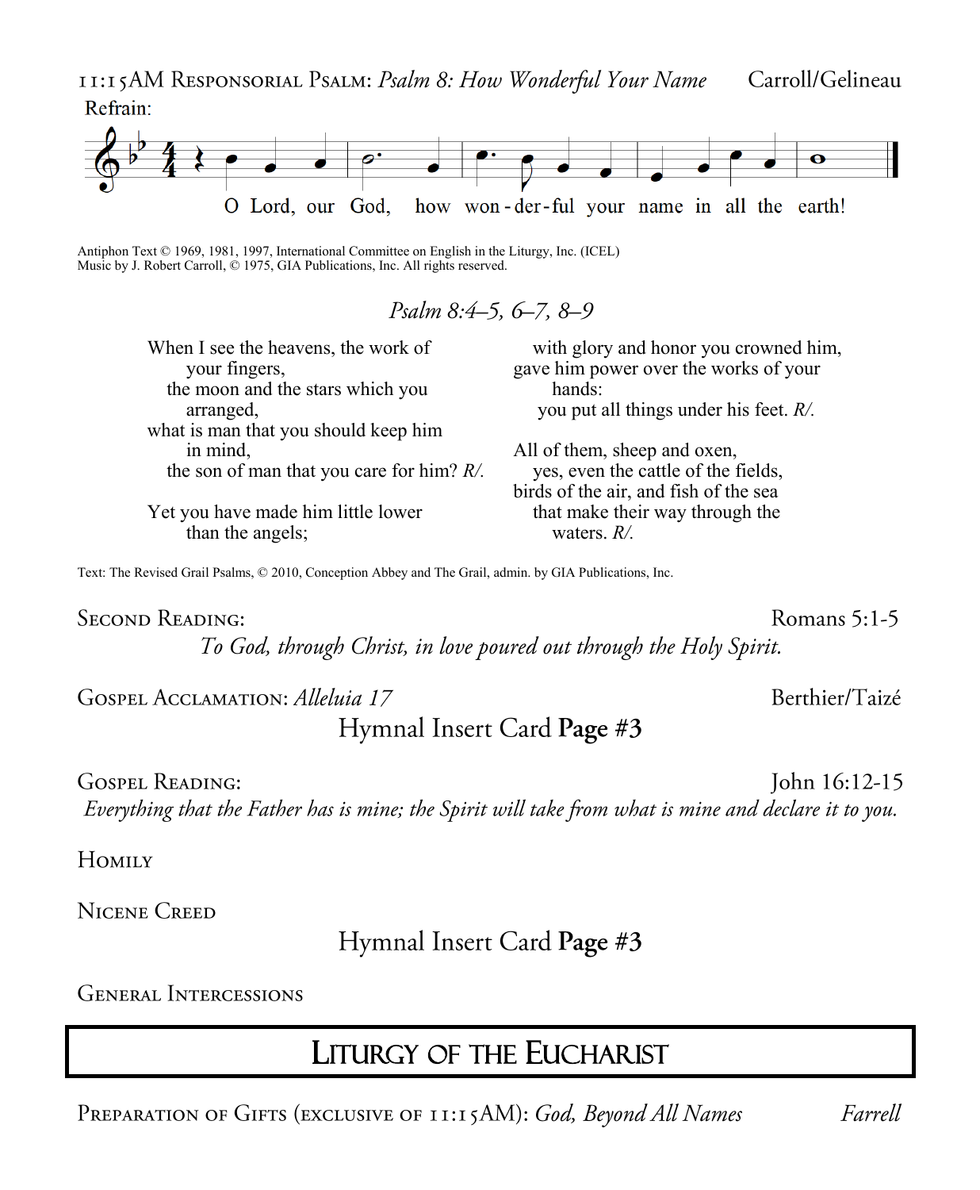11:15AM Responsorial Psalm: *Psalm 8: How Wonderful Your Name* — Carroll/Gelineau

Refrain:

O Lord, our God, how won-der-ful your name in all the earth!

Antiphon Text © 1969, 1981, 1997, International Committee on English in the Liturgy, Inc. (ICEL)
Music by J. Robert Carroll, © 1975, GIA Publications, Inc. All rights reserved.

*Psalm 8:4–5, 6–7, 8–9*

When I see the heavens, the work of your fingers,
the moon and the stars which you arranged,
what is man that you should keep him in mind,
the son of man that you care for him? *R/.*

Yet you have made him little lower than the angels;
with glory and honor you crowned him,
gave him power over the works of your hands:
you put all things under his feet. *R/.*

All of them, sheep and oxen,
yes, even the cattle of the fields,
birds of the air, and fish of the sea
that make their way through the waters. *R/.*

Text: The Revised Grail Psalms, © 2010, Conception Abbey and The Grail, admin. by GIA Publications, Inc.

Second Reading: — Romans 5:1-5

*To God, through Christ, in love poured out through the Holy Spirit.*

Gospel Acclamation: *Alleluia 17* — Berthier/Taizé

Hymnal Insert Card **Page #3**

Gospel Reading: — John 16:12-15

*Everything that the Father has is mine; the Spirit will take from what is mine and declare it to you.*

Homily

Nicene Creed

Hymnal Insert Card **Page #3**

General Intercessions

## Liturgy of the Eucharist

Preparation of Gifts (exclusive of 11:15AM): *God, Beyond All Names* — *Farrell*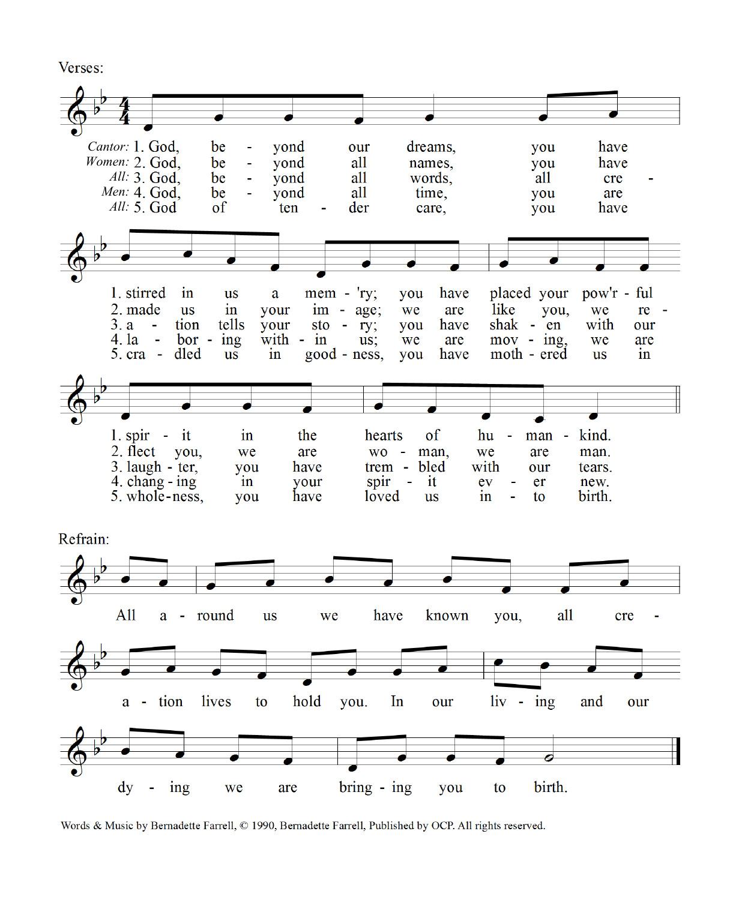Verses:

Cantor: 1. God, beyond our dreams, you have stirred in us a mem-'ry; you have placed your pow'r-ful spirit in the hearts of humankind.

Women: 2. God, beyond all names, you have made us in your image; we are like you, we reflect you, we are woman, we are man.

All: 3. God, beyond all words, all creation tells your story; you have shaken with our laughter, you have trembled with our tears.

Men: 4. God, beyond all time, you are laboring within us; we are moving, we are changing in your spirit ever new.

All: 5. God of tenderness, you have cradled us in goodness, you have mothered us in wholeness, you have loved us into birth.

Refrain:

All around us we have known you, all creation lives to hold you. In our living and our dying we are bringing you to birth.

Words & Music by Bernadette Farrell, © 1990, Bernadette Farrell, Published by OCP. All rights reserved.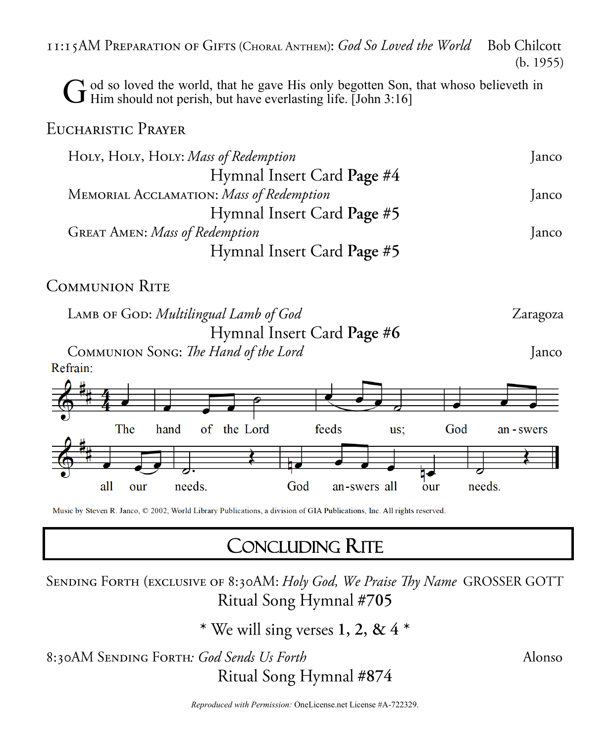11:15AM Preparation of Gifts (Choral Anthem): *God So Loved the World* Bob Chilcott (b. 1955)

God so loved the world, that he gave His only begotten Son, that whoso believeth in Him should not perish, but have everlasting life. [John 3:16]

## Eucharistic Prayer

Holy, Holy, Holy: *Mass of Redemption* Janco

Hymnal Insert Card **Page #4**

Memorial Acclamation: *Mass of Redemption* Janco

Hymnal Insert Card **Page #5**

Great Amen: *Mass of Redemption* Janco

Hymnal Insert Card **Page #5**

## Communion Rite

Lamb of God: *Multilingual Lamb of God* Zaragoza

Hymnal Insert Card **Page #6**

Communion Song: *The Hand of the Lord* Janco

Refrain:

The hand of the Lord feeds us; God an - swers all our needs. God an-swers all our needs.

Music by Steven R. Janco, © 2002, World Library Publications, a division of GIA Publications, Inc. All rights reserved.

# Concluding Rite

Sending Forth (exclusive of 8:30AM: *Holy God, We Praise Thy Name* GROSSER GOTT

Ritual Song Hymnal #705

* We will sing verses **1, 2, & 4** *

8:30AM Sending Forth: *God Sends Us Forth* Alonso

Ritual Song Hymnal #874

*Reproduced with Permission:* OneLicense.net License #A-722329.